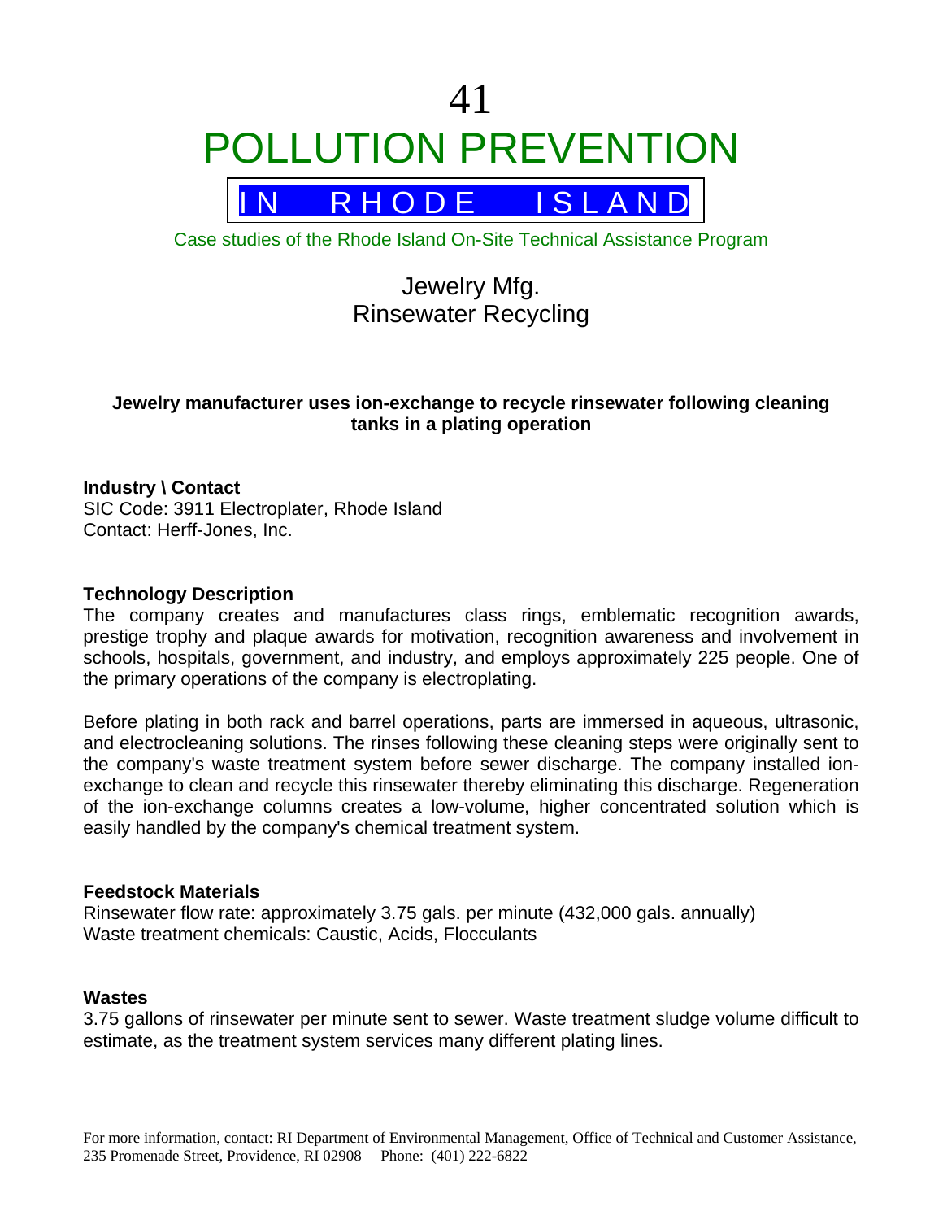# 41

# POLLUTION PREVENTION

## IN RHODE ISLAND

Case studies of the Rhode Island On-Site Technical Assistance Program

## Jewelry Mfg.
## Rinsewater Recycling

**Jewelry manufacturer uses ion-exchange to recycle rinsewater following cleaning tanks in a plating operation**

**Industry \ Contact**
SIC Code: 3911 Electroplater, Rhode Island
Contact: Herff-Jones, Inc.

**Technology Description**
The company creates and manufactures class rings, emblematic recognition awards, prestige trophy and plaque awards for motivation, recognition awareness and involvement in schools, hospitals, government, and industry, and employs approximately 225 people. One of the primary operations of the company is electroplating.

Before plating in both rack and barrel operations, parts are immersed in aqueous, ultrasonic, and electrocleaning solutions. The rinses following these cleaning steps were originally sent to the company's waste treatment system before sewer discharge. The company installed ion-exchange to clean and recycle this rinsewater thereby eliminating this discharge. Regeneration of the ion-exchange columns creates a low-volume, higher concentrated solution which is easily handled by the company's chemical treatment system.

**Feedstock Materials**
Rinsewater flow rate: approximately 3.75 gals. per minute (432,000 gals. annually)
Waste treatment chemicals: Caustic, Acids, Flocculants

**Wastes**
3.75 gallons of rinsewater per minute sent to sewer. Waste treatment sludge volume difficult to estimate, as the treatment system services many different plating lines.

For more information, contact: RI Department of Environmental Management, Office of Technical and Customer Assistance, 235 Promenade Street, Providence, RI 02908 Phone: (401) 222-6822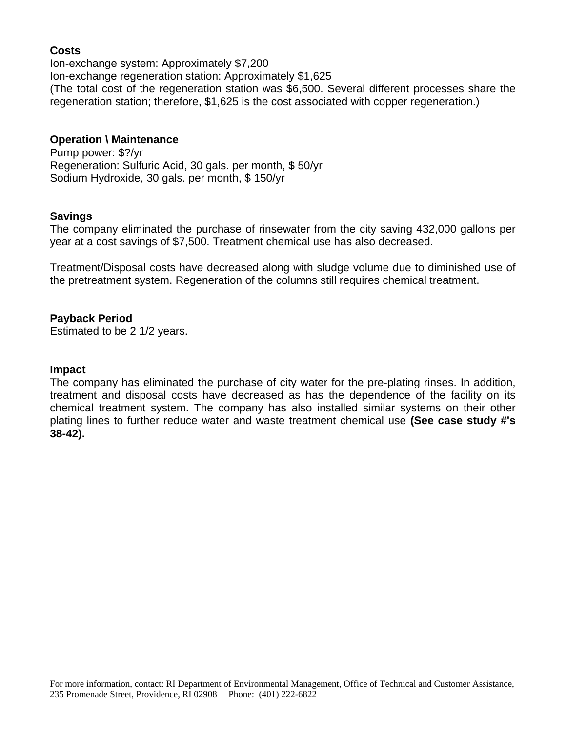**Costs**
Ion-exchange system: Approximately $7,200
Ion-exchange regeneration station: Approximately $1,625
(The total cost of the regeneration station was $6,500. Several different processes share the regeneration station; therefore, $1,625 is the cost associated with copper regeneration.)

**Operation \ Maintenance**
Pump power: $?/yr
Regeneration: Sulfuric Acid, 30 gals. per month, $ 50/yr
Sodium Hydroxide, 30 gals. per month, $ 150/yr

**Savings**
The company eliminated the purchase of rinsewater from the city saving 432,000 gallons per year at a cost savings of $7,500. Treatment chemical use has also decreased.

Treatment/Disposal costs have decreased along with sludge volume due to diminished use of the pretreatment system. Regeneration of the columns still requires chemical treatment.

**Payback Period**
Estimated to be 2 1/2 years.

**Impact**
The company has eliminated the purchase of city water for the pre-plating rinses. In addition, treatment and disposal costs have decreased as has the dependence of the facility on its chemical treatment system. The company has also installed similar systems on their other plating lines to further reduce water and waste treatment chemical use **(See case study #'s 38-42).**

For more information, contact: RI Department of Environmental Management, Office of Technical and Customer Assistance, 235 Promenade Street, Providence, RI 02908 Phone: (401) 222-6822